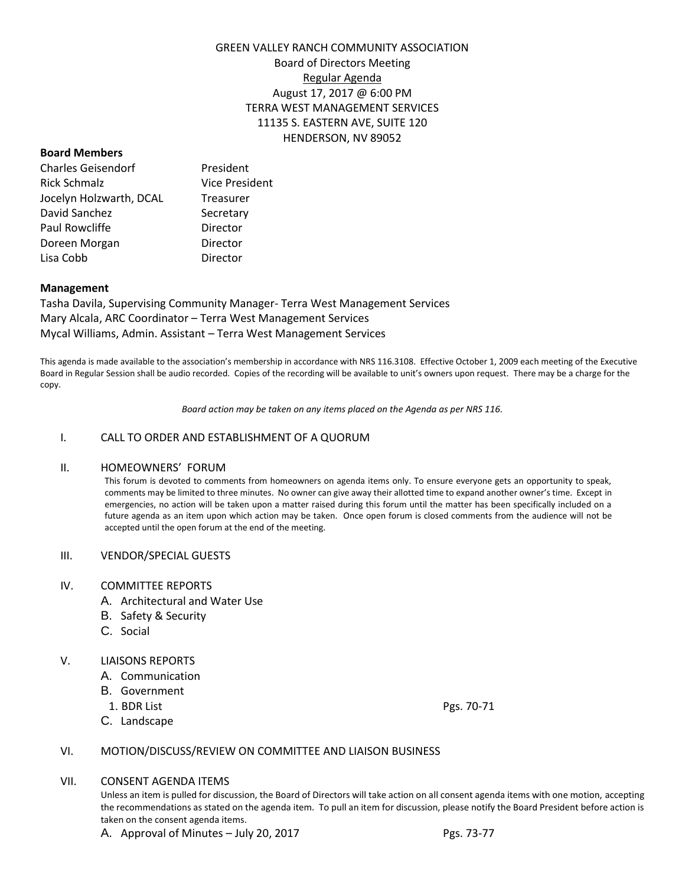GREEN VALLEY RANCH COMMUNITY ASSOCIATION
Board of Directors Meeting
Regular Agenda
August 17, 2017 @ 6:00 PM
TERRA WEST MANAGEMENT SERVICES
11135 S. EASTERN AVE, SUITE 120
HENDERSON, NV 89052

**Board Members**

| | |
|---|---|
| Charles Geisendorf | President |
| Rick Schmalz | Vice President |
| Jocelyn Holzwarth, DCAL | Treasurer |
| David Sanchez | Secretary |
| Paul Rowcliffe | Director |
| Doreen Morgan | Director |
| Lisa Cobb | Director |

**Management**

Tasha Davila, Supervising Community Manager- Terra West Management Services
Mary Alcala, ARC Coordinator – Terra West Management Services
Mycal Williams, Admin. Assistant – Terra West Management Services

This agenda is made available to the association's membership in accordance with NRS 116.3108. Effective October 1, 2009 each meeting of the Executive Board in Regular Session shall be audio recorded. Copies of the recording will be available to unit's owners upon request. There may be a charge for the copy.

*Board action may be taken on any items placed on the Agenda as per NRS 116.*

I. CALL TO ORDER AND ESTABLISHMENT OF A QUORUM

II. HOMEOWNERS' FORUM

This forum is devoted to comments from homeowners on agenda items only. To ensure everyone gets an opportunity to speak, comments may be limited to three minutes. No owner can give away their allotted time to expand another owner's time. Except in emergencies, no action will be taken upon a matter raised during this forum until the matter has been specifically included on a future agenda as an item upon which action may be taken. Once open forum is closed comments from the audience will not be accepted until the open forum at the end of the meeting.

III. VENDOR/SPECIAL GUESTS

IV. COMMITTEE REPORTS
- A. Architectural and Water Use
- B. Safety & Security
- C. Social

V. LIAISONS REPORTS
- A. Communication
- B. Government
  1. BDR List — Pgs. 70-71
- C. Landscape

VI. MOTION/DISCUSS/REVIEW ON COMMITTEE AND LIAISON BUSINESS

VII. CONSENT AGENDA ITEMS

Unless an item is pulled for discussion, the Board of Directors will take action on all consent agenda items with one motion, accepting the recommendations as stated on the agenda item. To pull an item for discussion, please notify the Board President before action is taken on the consent agenda items.

- A. Approval of Minutes – July 20, 2017 — Pgs. 73-77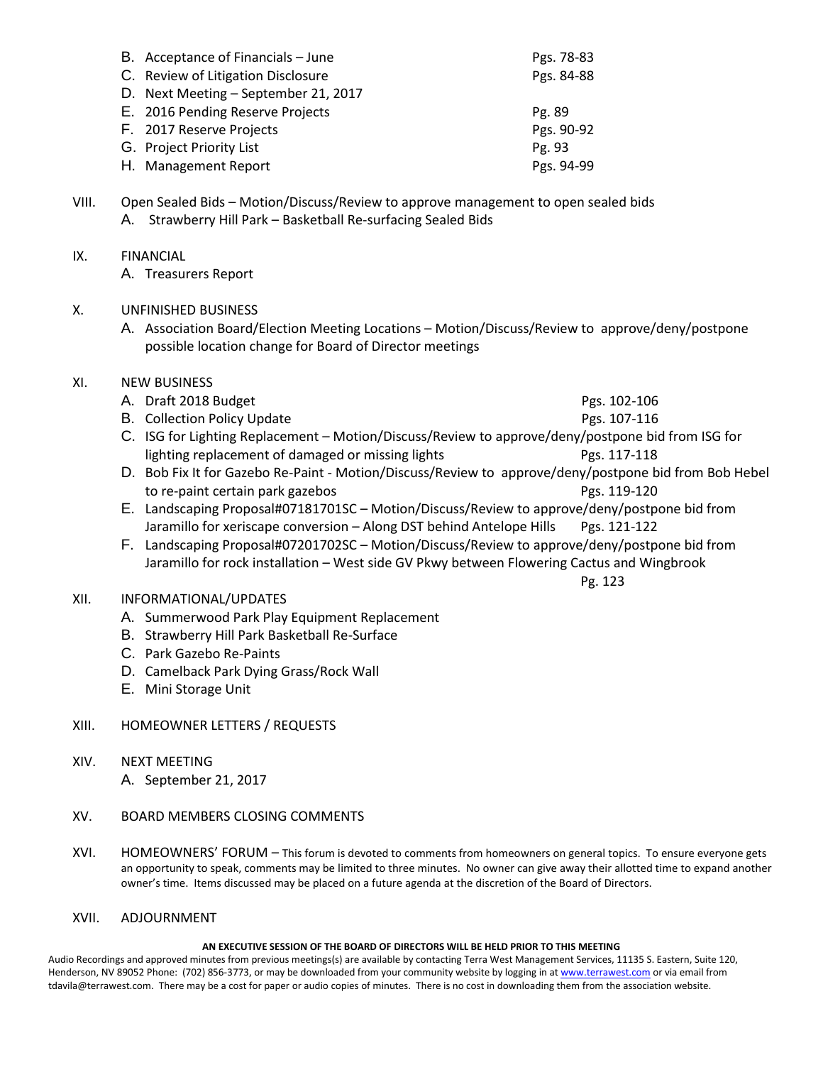B. Acceptance of Financials – June — Pgs. 78-83
C. Review of Litigation Disclosure — Pgs. 84-88
D. Next Meeting – September 21, 2017
E. 2016 Pending Reserve Projects — Pg. 89
F. 2017 Reserve Projects — Pgs. 90-92
G. Project Priority List — Pg. 93
H. Management Report — Pgs. 94-99

VIII. Open Sealed Bids – Motion/Discuss/Review to approve management to open sealed bids
A. Strawberry Hill Park – Basketball Re-surfacing Sealed Bids

IX. FINANCIAL
A. Treasurers Report

X. UNFINISHED BUSINESS
A. Association Board/Election Meeting Locations – Motion/Discuss/Review to approve/deny/postpone possible location change for Board of Director meetings

XI. NEW BUSINESS
A. Draft 2018 Budget — Pgs. 102-106
B. Collection Policy Update — Pgs. 107-116
C. ISG for Lighting Replacement – Motion/Discuss/Review to approve/deny/postpone bid from ISG for lighting replacement of damaged or missing lights — Pgs. 117-118
D. Bob Fix It for Gazebo Re-Paint - Motion/Discuss/Review to approve/deny/postpone bid from Bob Hebel to re-paint certain park gazebos — Pgs. 119-120
E. Landscaping Proposal#07181701SC – Motion/Discuss/Review to approve/deny/postpone bid from Jaramillo for xeriscape conversion – Along DST behind Antelope Hills — Pgs. 121-122
F. Landscaping Proposal#07201702SC – Motion/Discuss/Review to approve/deny/postpone bid from Jaramillo for rock installation – West side GV Pkwy between Flowering Cactus and Wingbrook — Pg. 123

XII. INFORMATIONAL/UPDATES
A. Summerwood Park Play Equipment Replacement
B. Strawberry Hill Park Basketball Re-Surface
C. Park Gazebo Re-Paints
D. Camelback Park Dying Grass/Rock Wall
E. Mini Storage Unit

XIII. HOMEOWNER LETTERS / REQUESTS

XIV. NEXT MEETING
A. September 21, 2017

XV. BOARD MEMBERS CLOSING COMMENTS

XVI. HOMEOWNERS' FORUM – This forum is devoted to comments from homeowners on general topics. To ensure everyone gets an opportunity to speak, comments may be limited to three minutes. No owner can give away their allotted time to expand another owner's time. Items discussed may be placed on a future agenda at the discretion of the Board of Directors.

XVII. ADJOURNMENT

**AN EXECUTIVE SESSION OF THE BOARD OF DIRECTORS WILL BE HELD PRIOR TO THIS MEETING**

Audio Recordings and approved minutes from previous meetings(s) are available by contacting Terra West Management Services, 11135 S. Eastern, Suite 120, Henderson, NV 89052 Phone: (702) 856-3773, or may be downloaded from your community website by logging in at www.terrawest.com or via email from tdavila@terrawest.com. There may be a cost for paper or audio copies of minutes. There is no cost in downloading them from the association website.